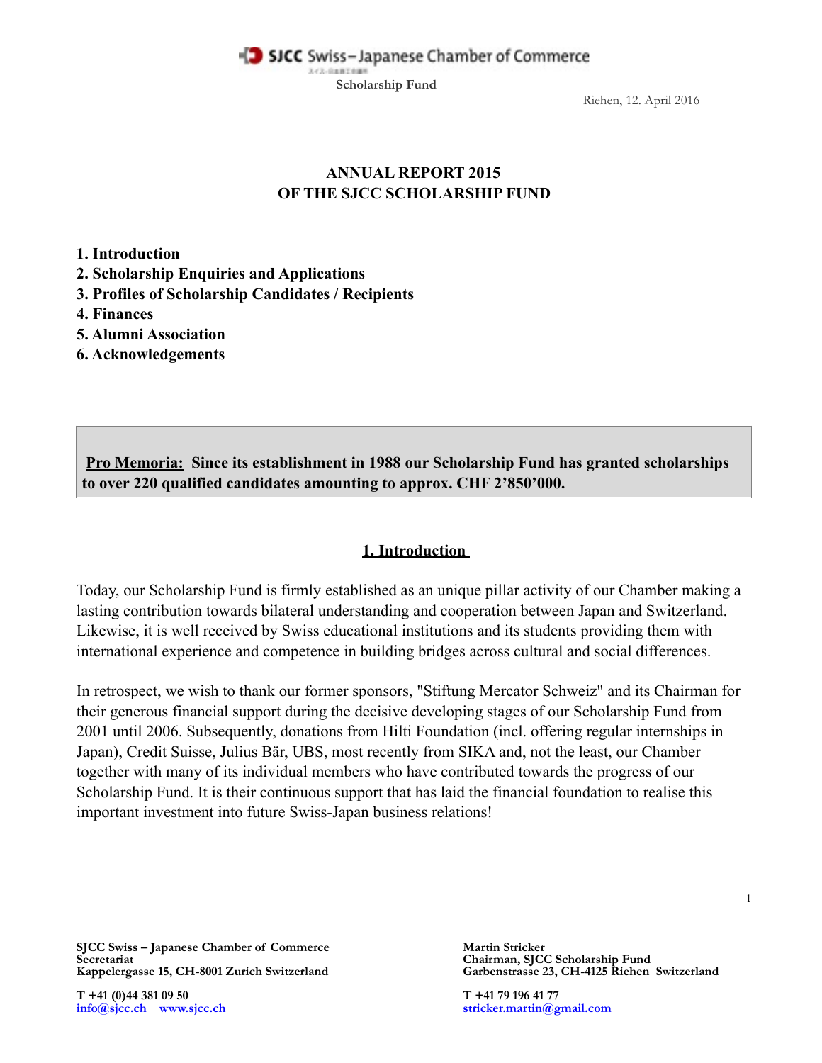SJCC Swiss–Japanese Chamber of Commerce

Scholarship Fund

Riehen, 12. April 2016

# ANNUAL REPORT 2015
# OF THE SJCC SCHOLARSHIP FUND

**1. Introduction**
**2. Scholarship Enquiries and Applications**
**3. Profiles of Scholarship Candidates / Recipients**
**4. Finances**
**5. Alumni Association**
**6. Acknowledgements**

**Pro Memoria: Since its establishment in 1988 our Scholarship Fund has granted scholarships to over 220 qualified candidates amounting to approx. CHF 2'850'000.**

## 1. Introduction

Today, our Scholarship Fund is firmly established as an unique pillar activity of our Chamber making a lasting contribution towards bilateral understanding and cooperation between Japan and Switzerland. Likewise, it is well received by Swiss educational institutions and its students providing them with international experience and competence in building bridges across cultural and social differences.

In retrospect, we wish to thank our former sponsors, "Stiftung Mercator Schweiz" and its Chairman for their generous financial support during the decisive developing stages of our Scholarship Fund from 2001 until 2006. Subsequently, donations from Hilti Foundation (incl. offering regular internships in Japan), Credit Suisse, Julius Bär, UBS, most recently from SIKA and, not the least, our Chamber together with many of its individual members who have contributed towards the progress of our Scholarship Fund. It is their continuous support that has laid the financial foundation to realise this important investment into future Swiss-Japan business relations!

**SJCC Swiss – Japanese Chamber of Commerce**
**Secretariat**
**Kappelergasse 15, CH-8001 Zurich Switzerland**

**T +41 (0)44 381 09 50**
**info@sjcc.ch www.sjcc.ch**

**Martin Stricker**
**Chairman, SJCC Scholarship Fund**
**Garbenstrasse 23, CH-4125 Riehen Switzerland**

**T +41 79 196 41 77**
**stricker.martin@gmail.com**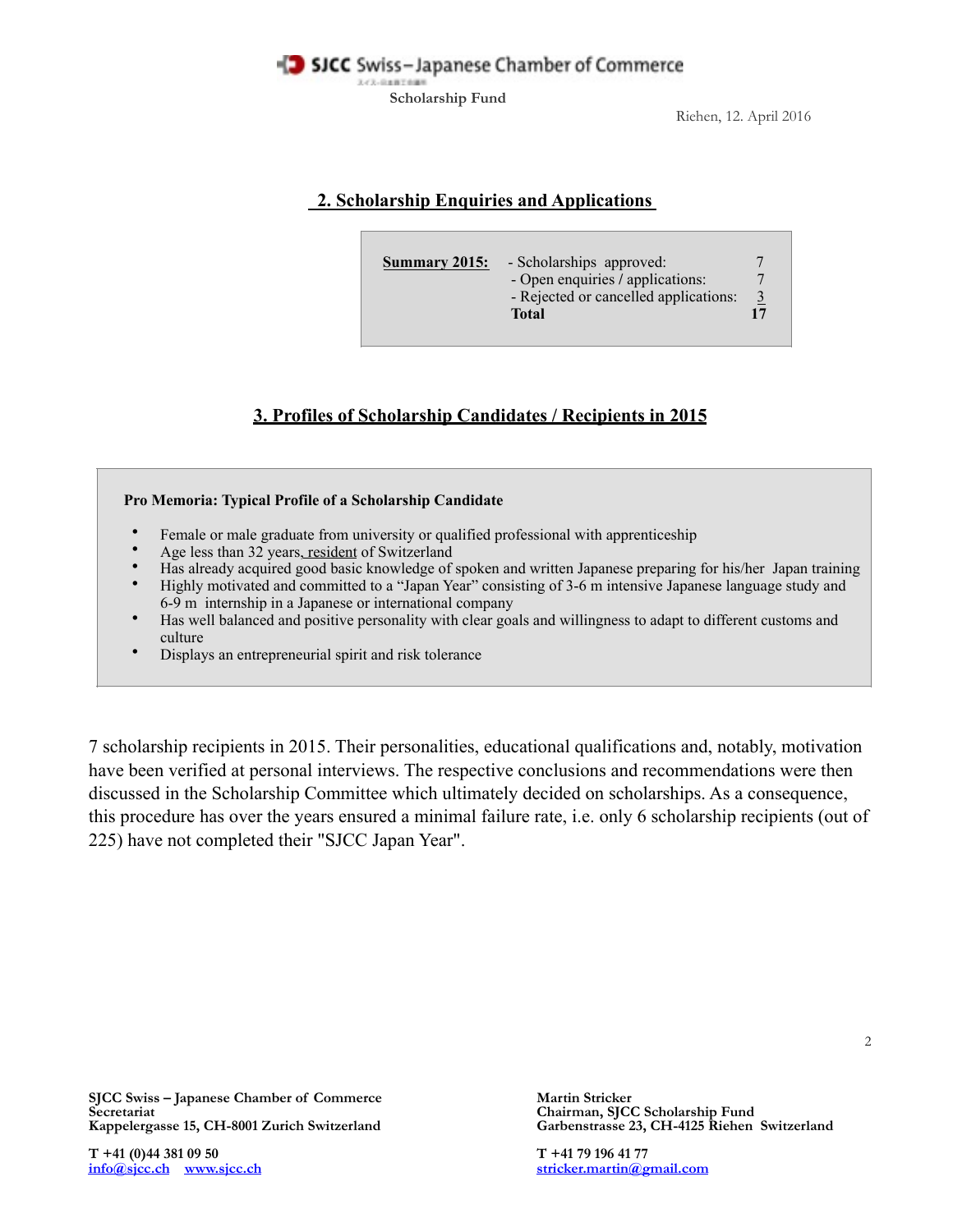**SJCC Swiss–Japanese Chamber of Commerce**

Scholarship Fund

Riehen, 12. April 2016

## 2. Scholarship Enquiries and Applications

| **Summary 2015:** | | |
|---|---|---|
| | - Scholarships approved: | 7 |
| | - Open enquiries / applications: | 7 |
| | - Rejected or cancelled applications: | 3 |
| | **Total** | **17** |

## 3. Profiles of Scholarship Candidates / Recipients in 2015

**Pro Memoria: Typical Profile of a Scholarship Candidate**

- Female or male graduate from university or qualified professional with apprenticeship
- Age less than 32 years, resident of Switzerland
- Has already acquired good basic knowledge of spoken and written Japanese preparing for his/her Japan training
- Highly motivated and committed to a "Japan Year" consisting of 3-6 m intensive Japanese language study and 6-9 m internship in a Japanese or international company
- Has well balanced and positive personality with clear goals and willingness to adapt to different customs and culture
- Displays an entrepreneurial spirit and risk tolerance

7 scholarship recipients in 2015. Their personalities, educational qualifications and, notably, motivation have been verified at personal interviews. The respective conclusions and recommendations were then discussed in the Scholarship Committee which ultimately decided on scholarships. As a consequence, this procedure has over the years ensured a minimal failure rate, i.e. only 6 scholarship recipients (out of 225) have not completed their "SJCC Japan Year".

**SJCC Swiss – Japanese Chamber of Commerce**
**Secretariat**
**Kappelergasse 15, CH-8001 Zurich Switzerland**

**T +41 (0)44 381 09 50**
info@sjcc.ch www.sjcc.ch

**Martin Stricker**
**Chairman, SJCC Scholarship Fund**
**Garbenstrasse 23, CH-4125 Riehen Switzerland**

**T +41 79 196 41 77**
stricker.martin@gmail.com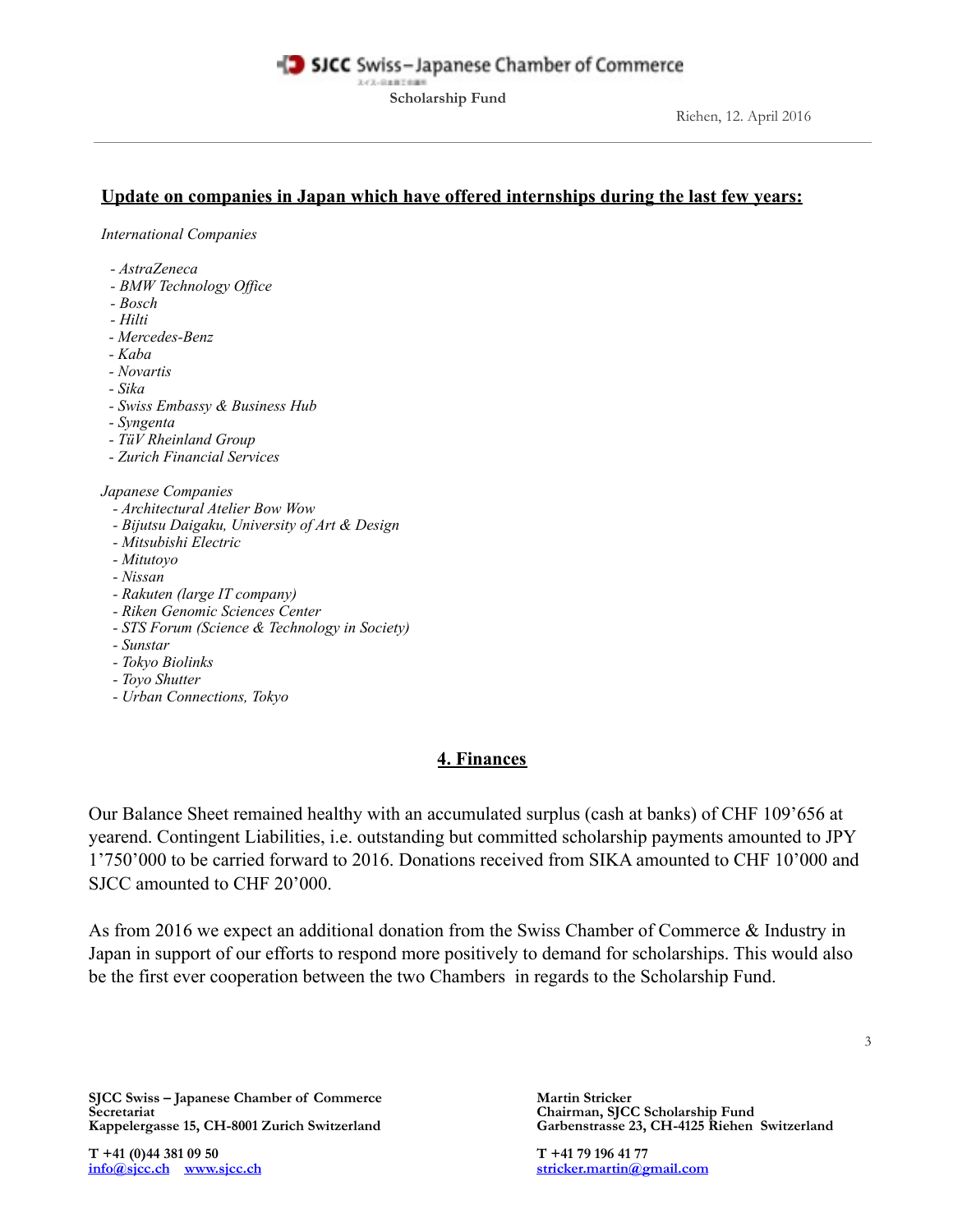## Update on companies in Japan which have offered internships during the last few years:

*International Companies*

- *AstraZeneca*
- *BMW Technology Office*
- *Bosch*
- *Hilti*
- *Mercedes-Benz*
- *Kaba*
- *Novartis*
- *Sika*
- *Swiss Embassy & Business Hub*
- *Syngenta*
- *TüV Rheinland Group*
- *Zurich Financial Services*

*Japanese Companies*

- *Architectural Atelier Bow Wow*
- *Bijutsu Daigaku, University of Art & Design*
- *Mitsubishi Electric*
- *Mitutoyo*
- *Nissan*
- *Rakuten (large IT company)*
- *Riken Genomic Sciences Center*
- *STS Forum (Science & Technology in Society)*
- *Sunstar*
- *Tokyo Biolinks*
- *Toyo Shutter*
- *Urban Connections, Tokyo*

## 4. Finances

Our Balance Sheet remained healthy with an accumulated surplus (cash at banks) of CHF 109'656 at yearend. Contingent Liabilities, i.e. outstanding but committed scholarship payments amounted to JPY 1'750'000 to be carried forward to 2016. Donations received from SIKA amounted to CHF 10'000 and SJCC amounted to CHF 20'000.

As from 2016 we expect an additional donation from the Swiss Chamber of Commerce & Industry in Japan in support of our efforts to respond more positively to demand for scholarships. This would also be the first ever cooperation between the two Chambers in regards to the Scholarship Fund.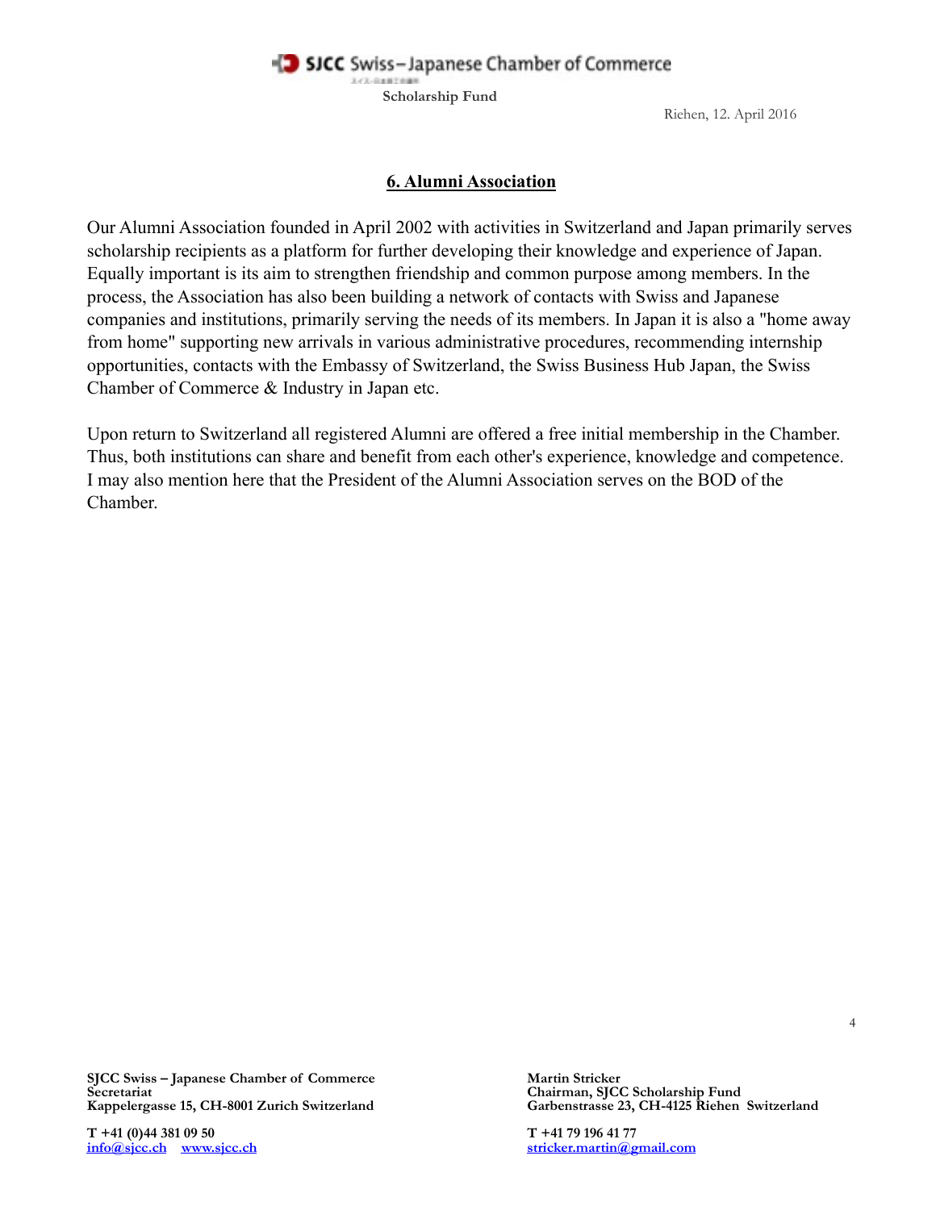## 6. Alumni Association

Our Alumni Association founded in April 2002 with activities in Switzerland and Japan primarily serves scholarship recipients as a platform for further developing their knowledge and experience of Japan. Equally important is its aim to strengthen friendship and common purpose among members. In the process, the Association has also been building a network of contacts with Swiss and Japanese companies and institutions, primarily serving the needs of its members. In Japan it is also a "home away from home" supporting new arrivals in various administrative procedures, recommending internship opportunities, contacts with the Embassy of Switzerland, the Swiss Business Hub Japan, the Swiss Chamber of Commerce & Industry in Japan etc.

Upon return to Switzerland all registered Alumni are offered a free initial membership in the Chamber. Thus, both institutions can share and benefit from each other's experience, knowledge and competence. I may also mention here that the President of the Alumni Association serves on the BOD of the Chamber.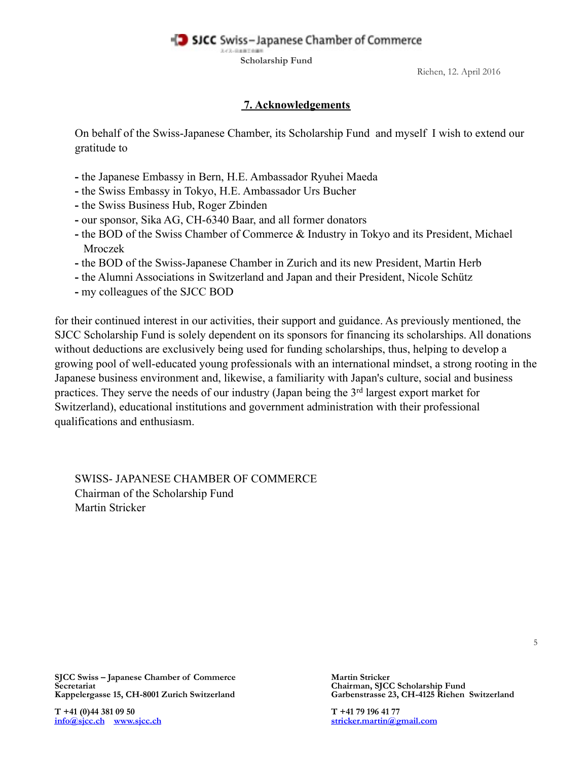Scholarship Fund

Riehen, 12. April 2016

## 7. Acknowledgements

On behalf of the Swiss-Japanese Chamber, its Scholarship Fund and myself I wish to extend our gratitude to

- the Japanese Embassy in Bern, H.E. Ambassador Ryuhei Maeda
- the Swiss Embassy in Tokyo, H.E. Ambassador Urs Bucher
- the Swiss Business Hub, Roger Zbinden
- our sponsor, Sika AG, CH-6340 Baar, and all former donators
- the BOD of the Swiss Chamber of Commerce & Industry in Tokyo and its President, Michael Mroczek
- the BOD of the Swiss-Japanese Chamber in Zurich and its new President, Martin Herb
- the Alumni Associations in Switzerland and Japan and their President, Nicole Schütz
- my colleagues of the SJCC BOD

for their continued interest in our activities, their support and guidance. As previously mentioned, the SJCC Scholarship Fund is solely dependent on its sponsors for financing its scholarships. All donations without deductions are exclusively being used for funding scholarships, thus, helping to develop a growing pool of well-educated young professionals with an international mindset, a strong rooting in the Japanese business environment and, likewise, a familiarity with Japan's culture, social and business practices. They serve the needs of our industry (Japan being the 3rd largest export market for Switzerland), educational institutions and government administration with their professional qualifications and enthusiasm.

SWISS- JAPANESE CHAMBER OF COMMERCE
Chairman of the Scholarship Fund
Martin Stricker

**SJCC Swiss – Japanese Chamber of Commerce**
**Secretariat**
**Kappelergasse 15, CH-8001 Zurich Switzerland**

**T +41 (0)44 381 09 50**
**info@sjcc.ch www.sjcc.ch**

**Martin Stricker**
**Chairman, SJCC Scholarship Fund**
**Garbenstrasse 23, CH-4125 Riehen Switzerland**

**T +41 79 196 41 77**
**stricker.martin@gmail.com**